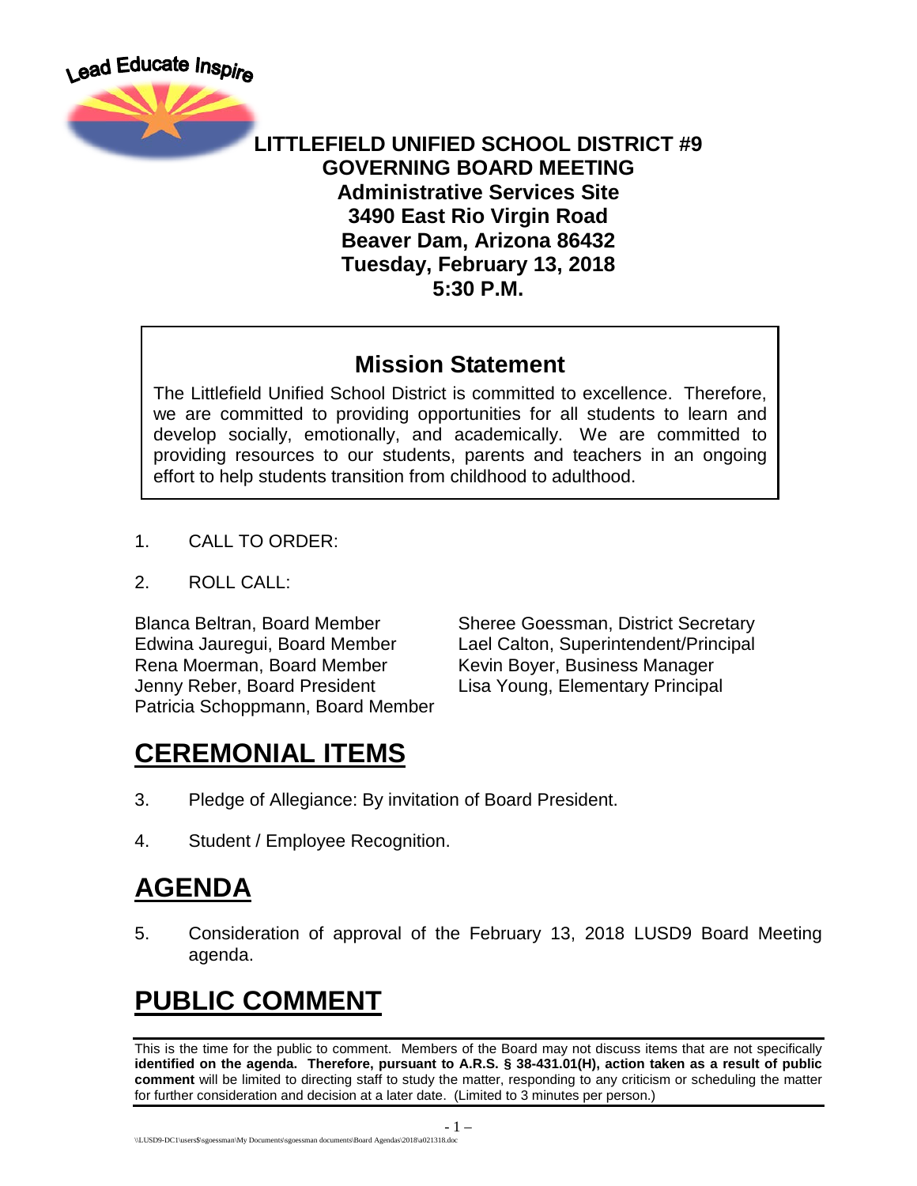Lead Educate Inspire

**LITTLEFIELD UNIFIED SCHOOL DISTRICT #9**
**GOVERNING BOARD MEETING**
**Administrative Services Site**
**3490 East Rio Virgin Road**
**Beaver Dam, Arizona 86432**
**Tuesday, February 13, 2018**
**5:30 P.M.**

## Mission Statement

The Littlefield Unified School District is committed to excellence. Therefore, we are committed to providing opportunities for all students to learn and develop socially, emotionally, and academically. We are committed to providing resources to our students, parents and teachers in an ongoing effort to help students transition from childhood to adulthood.

1. CALL TO ORDER:

2. ROLL CALL:

Blanca Beltran, Board Member
Edwina Jauregui, Board Member
Rena Moerman, Board Member
Jenny Reber, Board President
Patricia Schoppmann, Board Member

Sheree Goessman, District Secretary
Lael Calton, Superintendent/Principal
Kevin Boyer, Business Manager
Lisa Young, Elementary Principal

# CEREMONIAL ITEMS

3. Pledge of Allegiance: By invitation of Board President.

4. Student / Employee Recognition.

# AGENDA

5. Consideration of approval of the February 13, 2018 LUSD9 Board Meeting agenda.

# PUBLIC COMMENT

This is the time for the public to comment. Members of the Board may not discuss items that are not specifically **identified on the agenda. Therefore, pursuant to A.R.S. § 38-431.01(H), action taken as a result of public comment** will be limited to directing staff to study the matter, responding to any criticism or scheduling the matter for further consideration and decision at a later date. (Limited to 3 minutes per person.)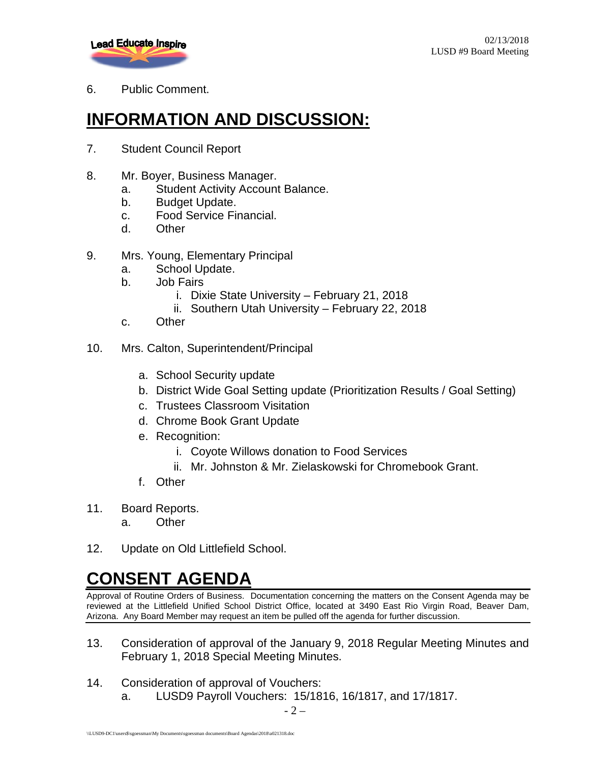6. Public Comment.

# INFORMATION AND DISCUSSION:

7. Student Council Report

8. Mr. Boyer, Business Manager.
   a. Student Activity Account Balance.
   b. Budget Update.
   c. Food Service Financial.
   d. Other

9. Mrs. Young, Elementary Principal
   a. School Update.
   b. Job Fairs
      i. Dixie State University – February 21, 2018
      ii. Southern Utah University – February 22, 2018
   c. Other

10. Mrs. Calton, Superintendent/Principal
    a. School Security update
    b. District Wide Goal Setting update (Prioritization Results / Goal Setting)
    c. Trustees Classroom Visitation
    d. Chrome Book Grant Update
    e. Recognition:
       i. Coyote Willows donation to Food Services
       ii. Mr. Johnston & Mr. Zielaskowski for Chromebook Grant.
    f. Other

11. Board Reports.
    a. Other

12. Update on Old Littlefield School.

# CONSENT AGENDA

Approval of Routine Orders of Business. Documentation concerning the matters on the Consent Agenda may be reviewed at the Littlefield Unified School District Office, located at 3490 East Rio Virgin Road, Beaver Dam, Arizona. Any Board Member may request an item be pulled off the agenda for further discussion.

13. Consideration of approval of the January 9, 2018 Regular Meeting Minutes and February 1, 2018 Special Meeting Minutes.

14. Consideration of approval of Vouchers:
    a. LUSD9 Payroll Vouchers: 15/1816, 16/1817, and 17/1817.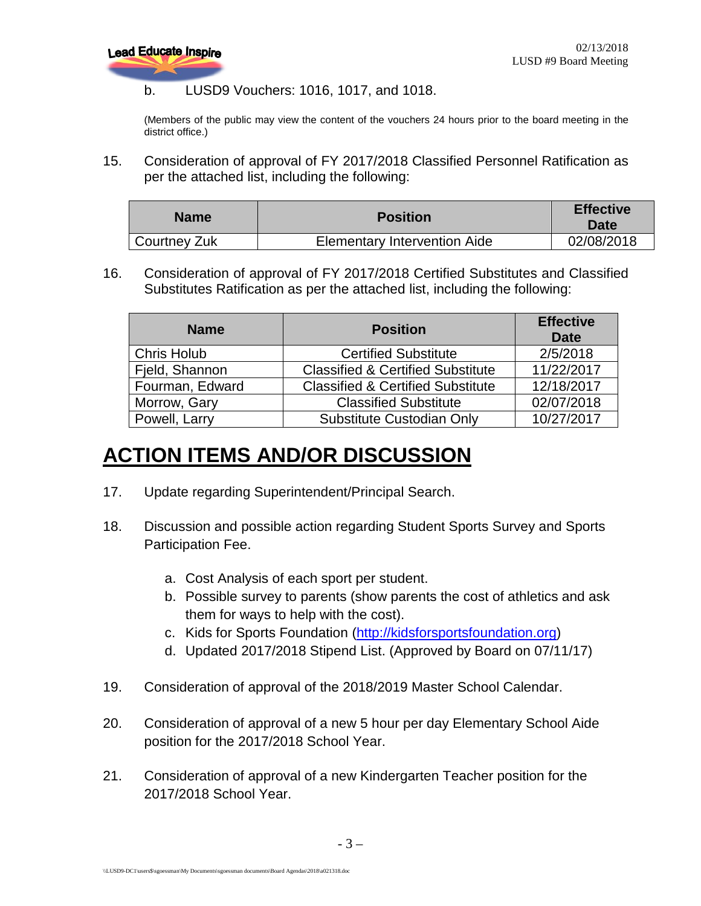b. LUSD9 Vouchers: 1016, 1017, and 1018.

(Members of the public may view the content of the vouchers 24 hours prior to the board meeting in the district office.)

15. Consideration of approval of FY 2017/2018 Classified Personnel Ratification as per the attached list, including the following:

| Name | Position | Effective Date |
|---|---|---|
| Courtney Zuk | Elementary Intervention Aide | 02/08/2018 |

16. Consideration of approval of FY 2017/2018 Certified Substitutes and Classified Substitutes Ratification as per the attached list, including the following:

| Name | Position | Effective Date |
|---|---|---|
| Chris Holub | Certified Substitute | 2/5/2018 |
| Fjeld, Shannon | Classified & Certified Substitute | 11/22/2017 |
| Fourman, Edward | Classified & Certified Substitute | 12/18/2017 |
| Morrow, Gary | Classified Substitute | 02/07/2018 |
| Powell, Larry | Substitute Custodian Only | 10/27/2017 |

## ACTION ITEMS AND/OR DISCUSSION

17. Update regarding Superintendent/Principal Search.

18. Discussion and possible action regarding Student Sports Survey and Sports Participation Fee.

    a. Cost Analysis of each sport per student.
    b. Possible survey to parents (show parents the cost of athletics and ask them for ways to help with the cost).
    c. Kids for Sports Foundation (http://kidsforsportsfoundation.org)
    d. Updated 2017/2018 Stipend List. (Approved by Board on 07/11/17)

19. Consideration of approval of the 2018/2019 Master School Calendar.

20. Consideration of approval of a new 5 hour per day Elementary School Aide position for the 2017/2018 School Year.

21. Consideration of approval of a new Kindergarten Teacher position for the 2017/2018 School Year.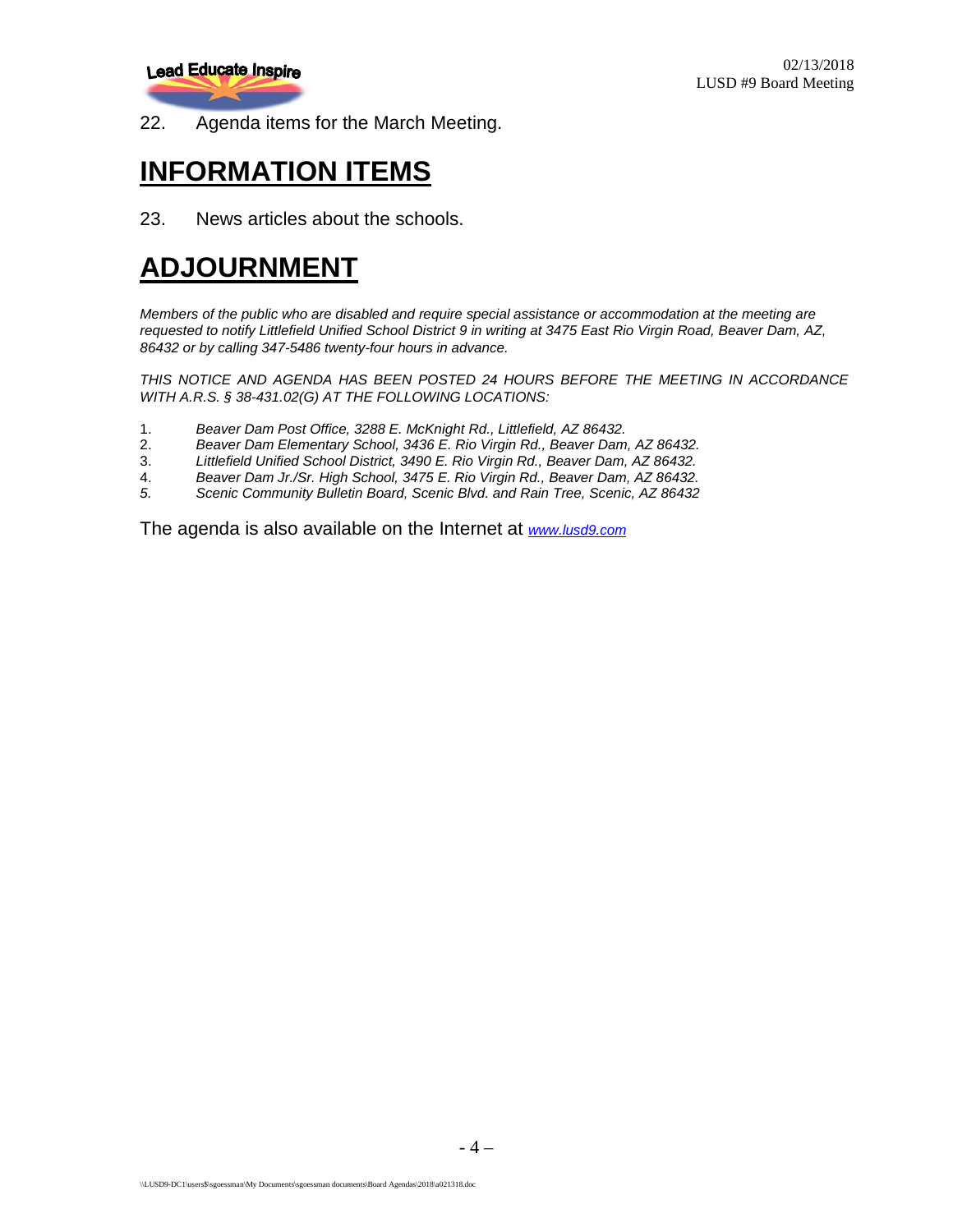22. Agenda items for the March Meeting.

## INFORMATION ITEMS

23. News articles about the schools.

## ADJOURNMENT

*Members of the public who are disabled and require special assistance or accommodation at the meeting are requested to notify Littlefield Unified School District 9 in writing at 3475 East Rio Virgin Road, Beaver Dam, AZ, 86432 or by calling 347-5486 twenty-four hours in advance.*

*THIS NOTICE AND AGENDA HAS BEEN POSTED 24 HOURS BEFORE THE MEETING IN ACCORDANCE WITH A.R.S. § 38-431.02(G) AT THE FOLLOWING LOCATIONS:*

1. *Beaver Dam Post Office, 3288 E. McKnight Rd., Littlefield, AZ 86432.*
2. *Beaver Dam Elementary School, 3436 E. Rio Virgin Rd., Beaver Dam, AZ 86432.*
3. *Littlefield Unified School District, 3490 E. Rio Virgin Rd., Beaver Dam, AZ 86432.*
4. *Beaver Dam Jr./Sr. High School, 3475 E. Rio Virgin Rd., Beaver Dam, AZ 86432.*
5. *Scenic Community Bulletin Board, Scenic Blvd. and Rain Tree, Scenic, AZ 86432*

The agenda is also available on the Internet at *www.lusd9.com*